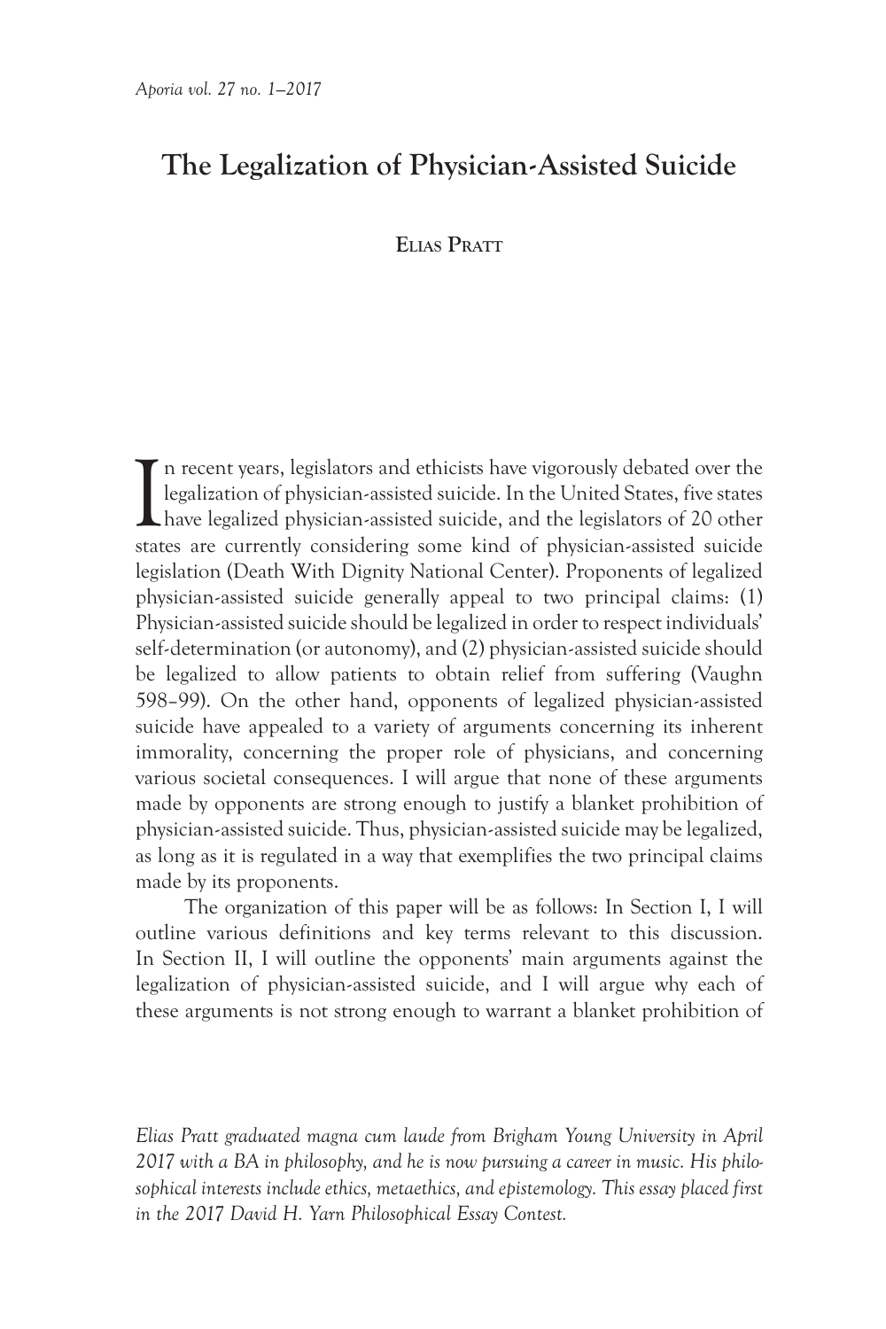# The Legalization of Physician-Assisted Suicide

Elias Pratt

In recent years, legislators and ethicists have vigorously debated over the legalization of physician-assisted suicide. In the United States, five states have legalized physician-assisted suicide, and the legislators of 20 other states are currently considering some kind of physician-assisted suicide legislation (Death With Dignity National Center). Proponents of legalized physician-assisted suicide generally appeal to two principal claims: (1) Physician-assisted suicide should be legalized in order to respect individuals' self-determination (or autonomy), and (2) physician-assisted suicide should be legalized to allow patients to obtain relief from suffering (Vaughn 598–99). On the other hand, opponents of legalized physician-assisted suicide have appealed to a variety of arguments concerning its inherent immorality, concerning the proper role of physicians, and concerning various societal consequences. I will argue that none of these arguments made by opponents are strong enough to justify a blanket prohibition of physician-assisted suicide. Thus, physician-assisted suicide may be legalized, as long as it is regulated in a way that exemplifies the two principal claims made by its proponents.

The organization of this paper will be as follows: In Section I, I will outline various definitions and key terms relevant to this discussion. In Section II, I will outline the opponents' main arguments against the legalization of physician-assisted suicide, and I will argue why each of these arguments is not strong enough to warrant a blanket prohibition of

*Elias Pratt graduated magna cum laude from Brigham Young University in April 2017 with a BA in philosophy, and he is now pursuing a career in music. His philosophical interests include ethics, metaethics, and epistemology. This essay placed first in the 2017 David H. Yarn Philosophical Essay Contest.*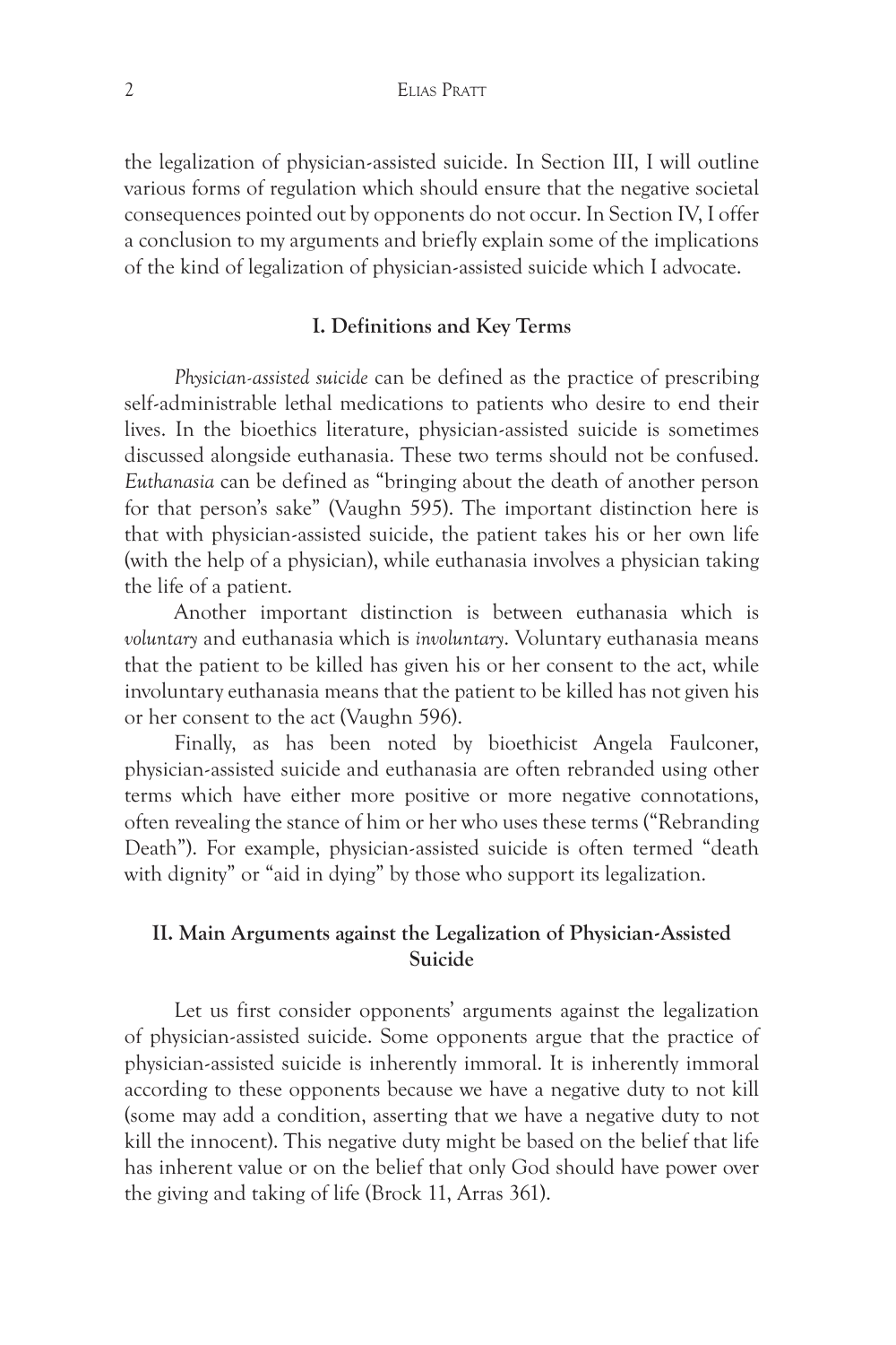the legalization of physician-assisted suicide. In Section III, I will outline various forms of regulation which should ensure that the negative societal consequences pointed out by opponents do not occur. In Section IV, I offer a conclusion to my arguments and briefly explain some of the implications of the kind of legalization of physician-assisted suicide which I advocate.

## I. Definitions and Key Terms

*Physician-assisted suicide* can be defined as the practice of prescribing self-administrable lethal medications to patients who desire to end their lives. In the bioethics literature, physician-assisted suicide is sometimes discussed alongside euthanasia. These two terms should not be confused. *Euthanasia* can be defined as "bringing about the death of another person for that person's sake" (Vaughn 595). The important distinction here is that with physician-assisted suicide, the patient takes his or her own life (with the help of a physician), while euthanasia involves a physician taking the life of a patient.

Another important distinction is between euthanasia which is *voluntary* and euthanasia which is *involuntary*. Voluntary euthanasia means that the patient to be killed has given his or her consent to the act, while involuntary euthanasia means that the patient to be killed has not given his or her consent to the act (Vaughn 596).

Finally, as has been noted by bioethicist Angela Faulconer, physician-assisted suicide and euthanasia are often rebranded using other terms which have either more positive or more negative connotations, often revealing the stance of him or her who uses these terms ("Rebranding Death"). For example, physician-assisted suicide is often termed "death with dignity" or "aid in dying" by those who support its legalization.

## II. Main Arguments against the Legalization of Physician-Assisted Suicide

Let us first consider opponents' arguments against the legalization of physician-assisted suicide. Some opponents argue that the practice of physician-assisted suicide is inherently immoral. It is inherently immoral according to these opponents because we have a negative duty to not kill (some may add a condition, asserting that we have a negative duty to not kill the innocent). This negative duty might be based on the belief that life has inherent value or on the belief that only God should have power over the giving and taking of life (Brock 11, Arras 361).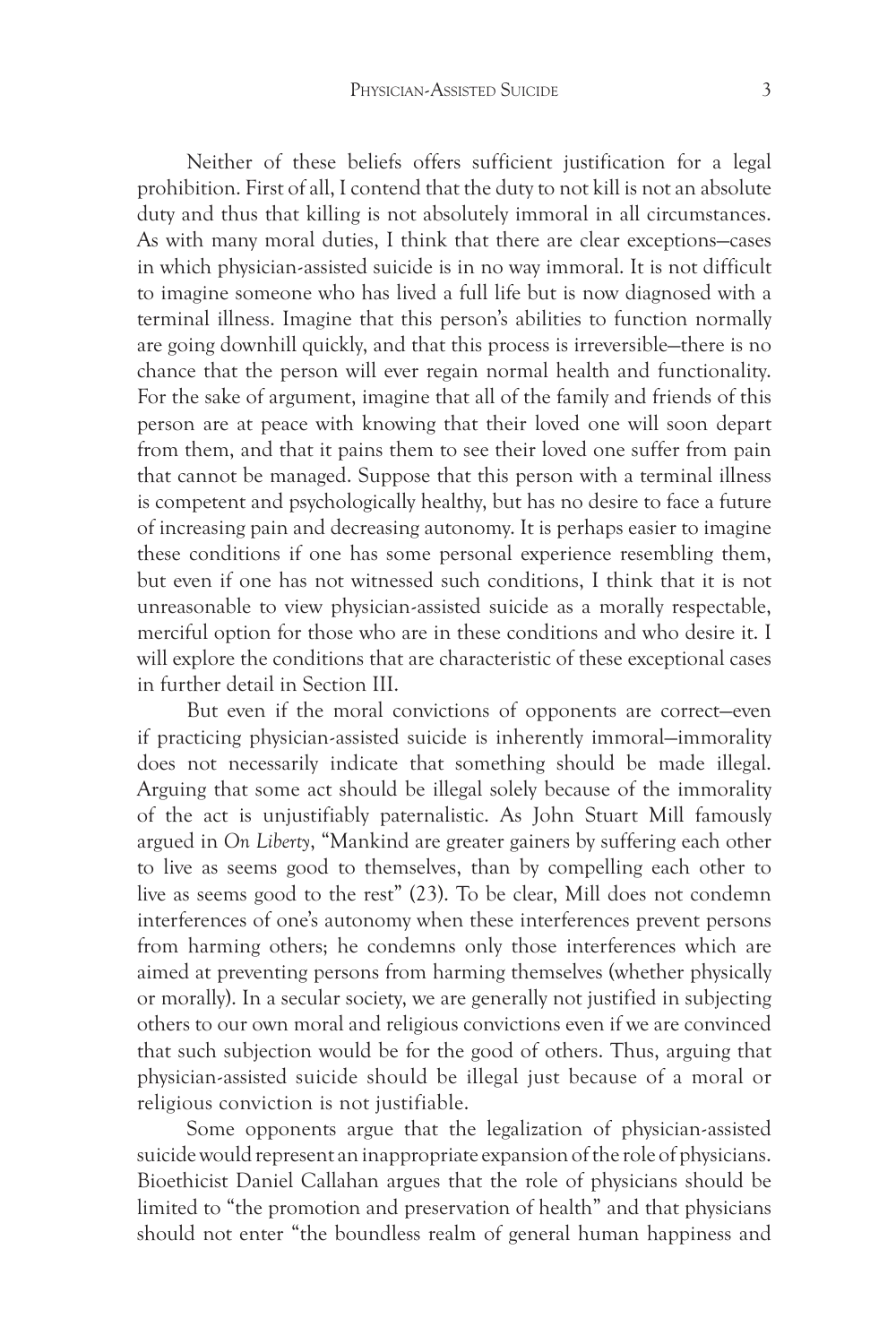Neither of these beliefs offers sufficient justification for a legal prohibition. First of all, I contend that the duty to not kill is not an absolute duty and thus that killing is not absolutely immoral in all circumstances. As with many moral duties, I think that there are clear exceptions—cases in which physician-assisted suicide is in no way immoral. It is not difficult to imagine someone who has lived a full life but is now diagnosed with a terminal illness. Imagine that this person's abilities to function normally are going downhill quickly, and that this process is irreversible—there is no chance that the person will ever regain normal health and functionality. For the sake of argument, imagine that all of the family and friends of this person are at peace with knowing that their loved one will soon depart from them, and that it pains them to see their loved one suffer from pain that cannot be managed. Suppose that this person with a terminal illness is competent and psychologically healthy, but has no desire to face a future of increasing pain and decreasing autonomy. It is perhaps easier to imagine these conditions if one has some personal experience resembling them, but even if one has not witnessed such conditions, I think that it is not unreasonable to view physician-assisted suicide as a morally respectable, merciful option for those who are in these conditions and who desire it. I will explore the conditions that are characteristic of these exceptional cases in further detail in Section III.

But even if the moral convictions of opponents are correct—even if practicing physician-assisted suicide is inherently immoral—immorality does not necessarily indicate that something should be made illegal. Arguing that some act should be illegal solely because of the immorality of the act is unjustifiably paternalistic. As John Stuart Mill famously argued in *On Liberty*, "Mankind are greater gainers by suffering each other to live as seems good to themselves, than by compelling each other to live as seems good to the rest" (23). To be clear, Mill does not condemn interferences of one's autonomy when these interferences prevent persons from harming others; he condemns only those interferences which are aimed at preventing persons from harming themselves (whether physically or morally). In a secular society, we are generally not justified in subjecting others to our own moral and religious convictions even if we are convinced that such subjection would be for the good of others. Thus, arguing that physician-assisted suicide should be illegal just because of a moral or religious conviction is not justifiable.

Some opponents argue that the legalization of physician-assisted suicide would represent an inappropriate expansion of the role of physicians. Bioethicist Daniel Callahan argues that the role of physicians should be limited to "the promotion and preservation of health" and that physicians should not enter "the boundless realm of general human happiness and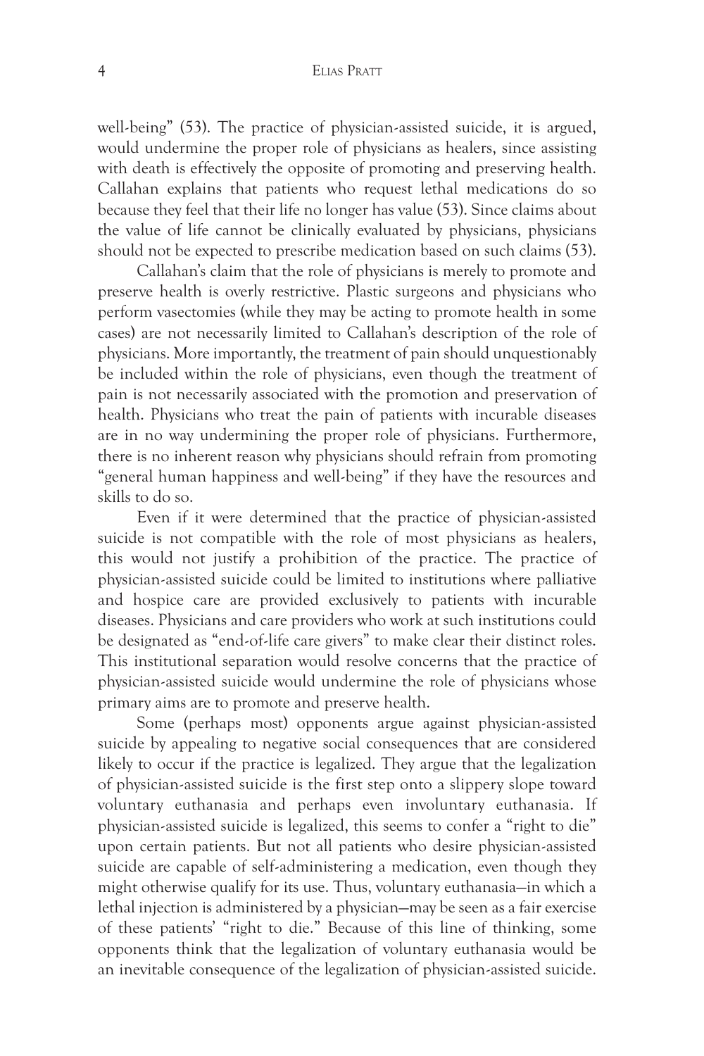well-being" (53). The practice of physician-assisted suicide, it is argued, would undermine the proper role of physicians as healers, since assisting with death is effectively the opposite of promoting and preserving health. Callahan explains that patients who request lethal medications do so because they feel that their life no longer has value (53). Since claims about the value of life cannot be clinically evaluated by physicians, physicians should not be expected to prescribe medication based on such claims (53).

Callahan's claim that the role of physicians is merely to promote and preserve health is overly restrictive. Plastic surgeons and physicians who perform vasectomies (while they may be acting to promote health in some cases) are not necessarily limited to Callahan's description of the role of physicians. More importantly, the treatment of pain should unquestionably be included within the role of physicians, even though the treatment of pain is not necessarily associated with the promotion and preservation of health. Physicians who treat the pain of patients with incurable diseases are in no way undermining the proper role of physicians. Furthermore, there is no inherent reason why physicians should refrain from promoting "general human happiness and well-being" if they have the resources and skills to do so.

Even if it were determined that the practice of physician-assisted suicide is not compatible with the role of most physicians as healers, this would not justify a prohibition of the practice. The practice of physician-assisted suicide could be limited to institutions where palliative and hospice care are provided exclusively to patients with incurable diseases. Physicians and care providers who work at such institutions could be designated as "end-of-life care givers" to make clear their distinct roles. This institutional separation would resolve concerns that the practice of physician-assisted suicide would undermine the role of physicians whose primary aims are to promote and preserve health.

Some (perhaps most) opponents argue against physician-assisted suicide by appealing to negative social consequences that are considered likely to occur if the practice is legalized. They argue that the legalization of physician-assisted suicide is the first step onto a slippery slope toward voluntary euthanasia and perhaps even involuntary euthanasia. If physician-assisted suicide is legalized, this seems to confer a "right to die" upon certain patients. But not all patients who desire physician-assisted suicide are capable of self-administering a medication, even though they might otherwise qualify for its use. Thus, voluntary euthanasia—in which a lethal injection is administered by a physician—may be seen as a fair exercise of these patients' "right to die." Because of this line of thinking, some opponents think that the legalization of voluntary euthanasia would be an inevitable consequence of the legalization of physician-assisted suicide.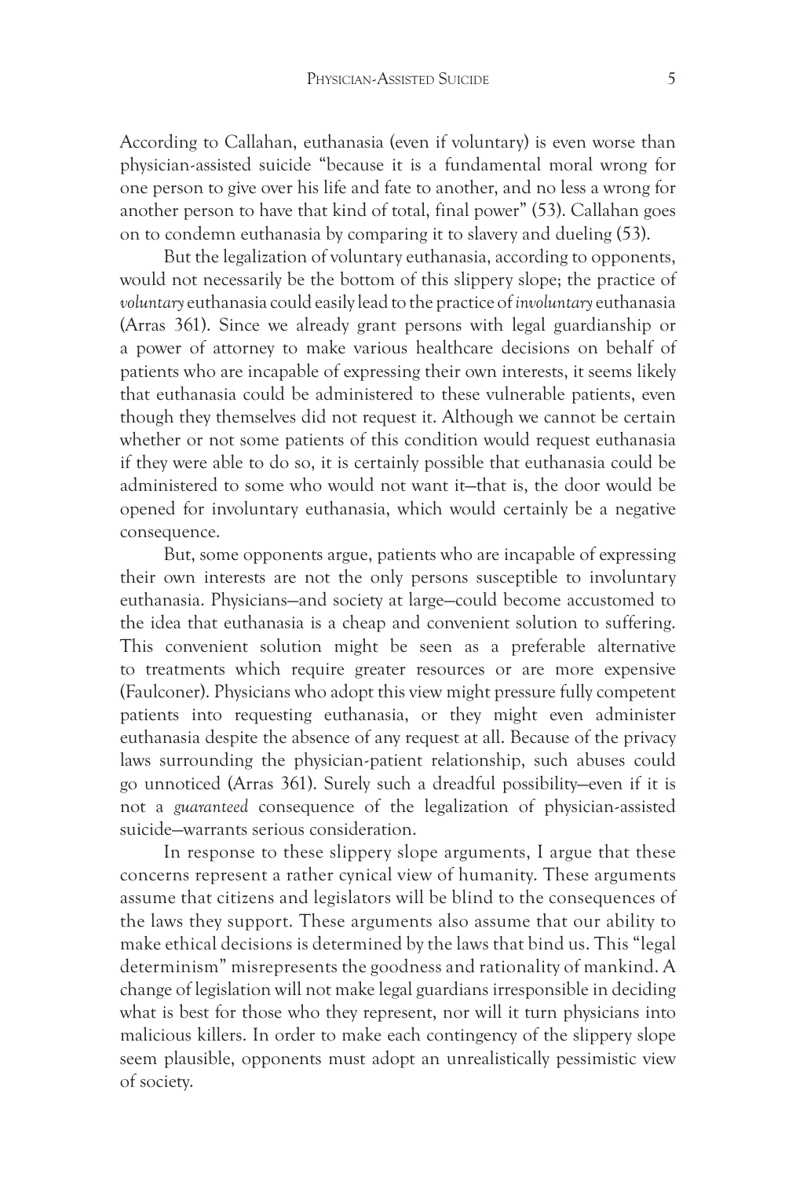According to Callahan, euthanasia (even if voluntary) is even worse than physician-assisted suicide "because it is a fundamental moral wrong for one person to give over his life and fate to another, and no less a wrong for another person to have that kind of total, final power" (53). Callahan goes on to condemn euthanasia by comparing it to slavery and dueling (53).

But the legalization of voluntary euthanasia, according to opponents, would not necessarily be the bottom of this slippery slope; the practice of *voluntary* euthanasia could easily lead to the practice of *involuntary* euthanasia (Arras 361). Since we already grant persons with legal guardianship or a power of attorney to make various healthcare decisions on behalf of patients who are incapable of expressing their own interests, it seems likely that euthanasia could be administered to these vulnerable patients, even though they themselves did not request it. Although we cannot be certain whether or not some patients of this condition would request euthanasia if they were able to do so, it is certainly possible that euthanasia could be administered to some who would not want it—that is, the door would be opened for involuntary euthanasia, which would certainly be a negative consequence.

But, some opponents argue, patients who are incapable of expressing their own interests are not the only persons susceptible to involuntary euthanasia. Physicians—and society at large—could become accustomed to the idea that euthanasia is a cheap and convenient solution to suffering. This convenient solution might be seen as a preferable alternative to treatments which require greater resources or are more expensive (Faulconer). Physicians who adopt this view might pressure fully competent patients into requesting euthanasia, or they might even administer euthanasia despite the absence of any request at all. Because of the privacy laws surrounding the physician-patient relationship, such abuses could go unnoticed (Arras 361). Surely such a dreadful possibility—even if it is not a *guaranteed* consequence of the legalization of physician-assisted suicide—warrants serious consideration.

In response to these slippery slope arguments, I argue that these concerns represent a rather cynical view of humanity. These arguments assume that citizens and legislators will be blind to the consequences of the laws they support. These arguments also assume that our ability to make ethical decisions is determined by the laws that bind us. This "legal determinism" misrepresents the goodness and rationality of mankind. A change of legislation will not make legal guardians irresponsible in deciding what is best for those who they represent, nor will it turn physicians into malicious killers. In order to make each contingency of the slippery slope seem plausible, opponents must adopt an unrealistically pessimistic view of society.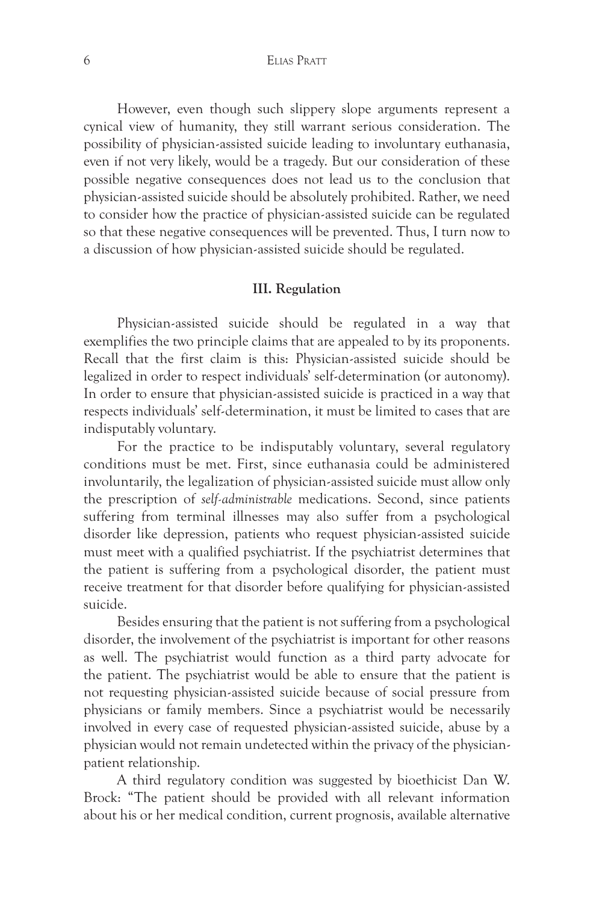However, even though such slippery slope arguments represent a cynical view of humanity, they still warrant serious consideration. The possibility of physician-assisted suicide leading to involuntary euthanasia, even if not very likely, would be a tragedy. But our consideration of these possible negative consequences does not lead us to the conclusion that physician-assisted suicide should be absolutely prohibited. Rather, we need to consider how the practice of physician-assisted suicide can be regulated so that these negative consequences will be prevented. Thus, I turn now to a discussion of how physician-assisted suicide should be regulated.

## III. Regulation

Physician-assisted suicide should be regulated in a way that exemplifies the two principle claims that are appealed to by its proponents. Recall that the first claim is this: Physician-assisted suicide should be legalized in order to respect individuals' self-determination (or autonomy). In order to ensure that physician-assisted suicide is practiced in a way that respects individuals' self-determination, it must be limited to cases that are indisputably voluntary.

For the practice to be indisputably voluntary, several regulatory conditions must be met. First, since euthanasia could be administered involuntarily, the legalization of physician-assisted suicide must allow only the prescription of *self-administrable* medications. Second, since patients suffering from terminal illnesses may also suffer from a psychological disorder like depression, patients who request physician-assisted suicide must meet with a qualified psychiatrist. If the psychiatrist determines that the patient is suffering from a psychological disorder, the patient must receive treatment for that disorder before qualifying for physician-assisted suicide.

Besides ensuring that the patient is not suffering from a psychological disorder, the involvement of the psychiatrist is important for other reasons as well. The psychiatrist would function as a third party advocate for the patient. The psychiatrist would be able to ensure that the patient is not requesting physician-assisted suicide because of social pressure from physicians or family members. Since a psychiatrist would be necessarily involved in every case of requested physician-assisted suicide, abuse by a physician would not remain undetected within the privacy of the physician-patient relationship.

A third regulatory condition was suggested by bioethicist Dan W. Brock: "The patient should be provided with all relevant information about his or her medical condition, current prognosis, available alternative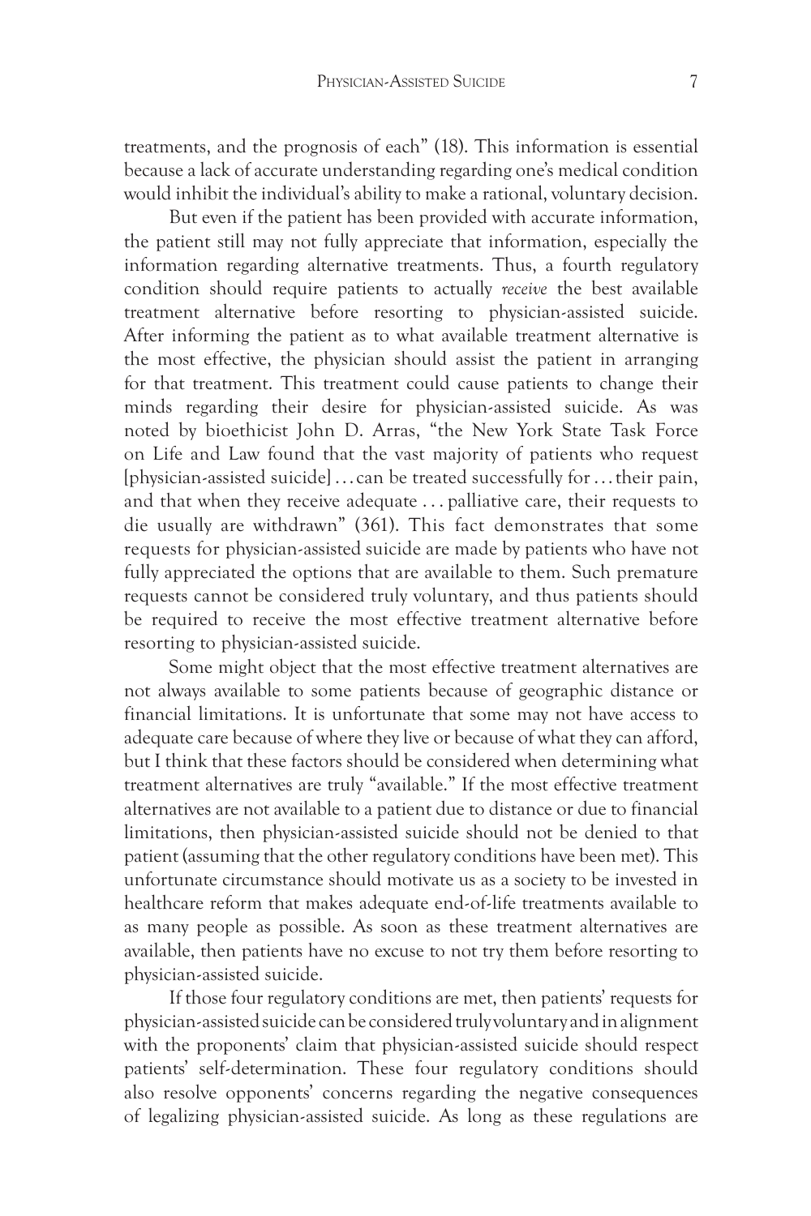treatments, and the prognosis of each" (18). This information is essential because a lack of accurate understanding regarding one's medical condition would inhibit the individual's ability to make a rational, voluntary decision.

But even if the patient has been provided with accurate information, the patient still may not fully appreciate that information, especially the information regarding alternative treatments. Thus, a fourth regulatory condition should require patients to actually *receive* the best available treatment alternative before resorting to physician-assisted suicide. After informing the patient as to what available treatment alternative is the most effective, the physician should assist the patient in arranging for that treatment. This treatment could cause patients to change their minds regarding their desire for physician-assisted suicide. As was noted by bioethicist John D. Arras, "the New York State Task Force on Life and Law found that the vast majority of patients who request [physician-assisted suicide] . . . can be treated successfully for . . . their pain, and that when they receive adequate . . . palliative care, their requests to die usually are withdrawn" (361). This fact demonstrates that some requests for physician-assisted suicide are made by patients who have not fully appreciated the options that are available to them. Such premature requests cannot be considered truly voluntary, and thus patients should be required to receive the most effective treatment alternative before resorting to physician-assisted suicide.

Some might object that the most effective treatment alternatives are not always available to some patients because of geographic distance or financial limitations. It is unfortunate that some may not have access to adequate care because of where they live or because of what they can afford, but I think that these factors should be considered when determining what treatment alternatives are truly "available." If the most effective treatment alternatives are not available to a patient due to distance or due to financial limitations, then physician-assisted suicide should not be denied to that patient (assuming that the other regulatory conditions have been met). This unfortunate circumstance should motivate us as a society to be invested in healthcare reform that makes adequate end-of-life treatments available to as many people as possible. As soon as these treatment alternatives are available, then patients have no excuse to not try them before resorting to physician-assisted suicide.

If those four regulatory conditions are met, then patients' requests for physician-assisted suicide can be considered truly voluntary and in alignment with the proponents' claim that physician-assisted suicide should respect patients' self-determination. These four regulatory conditions should also resolve opponents' concerns regarding the negative consequences of legalizing physician-assisted suicide. As long as these regulations are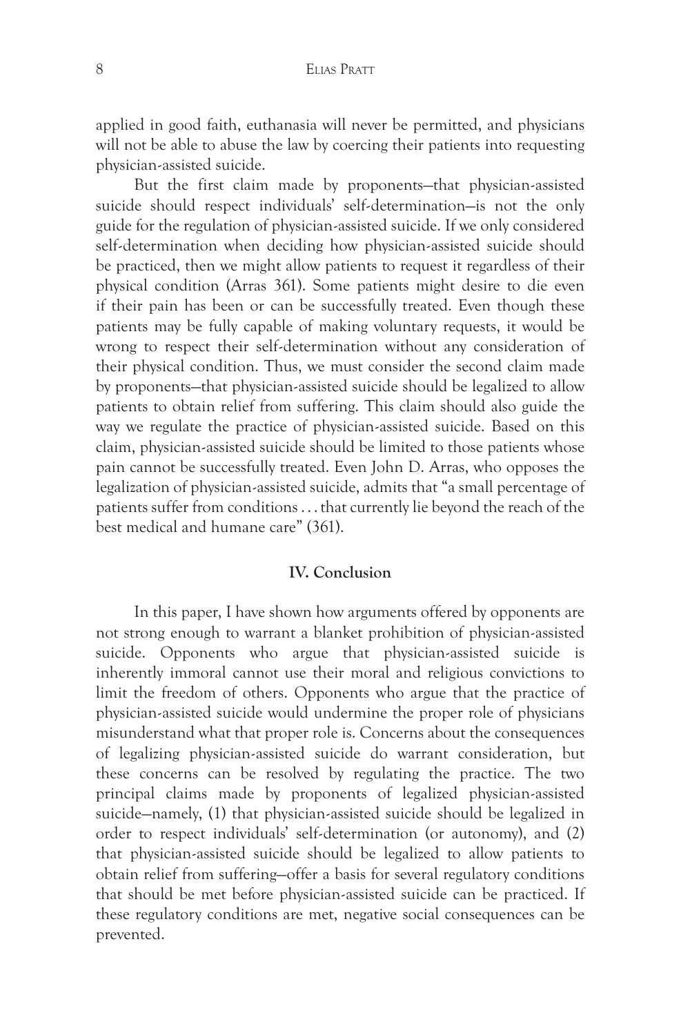applied in good faith, euthanasia will never be permitted, and physicians will not be able to abuse the law by coercing their patients into requesting physician-assisted suicide.

But the first claim made by proponents—that physician-assisted suicide should respect individuals' self-determination—is not the only guide for the regulation of physician-assisted suicide. If we only considered self-determination when deciding how physician-assisted suicide should be practiced, then we might allow patients to request it regardless of their physical condition (Arras 361). Some patients might desire to die even if their pain has been or can be successfully treated. Even though these patients may be fully capable of making voluntary requests, it would be wrong to respect their self-determination without any consideration of their physical condition. Thus, we must consider the second claim made by proponents—that physician-assisted suicide should be legalized to allow patients to obtain relief from suffering. This claim should also guide the way we regulate the practice of physician-assisted suicide. Based on this claim, physician-assisted suicide should be limited to those patients whose pain cannot be successfully treated. Even John D. Arras, who opposes the legalization of physician-assisted suicide, admits that "a small percentage of patients suffer from conditions . . . that currently lie beyond the reach of the best medical and humane care" (361).

## IV. Conclusion

In this paper, I have shown how arguments offered by opponents are not strong enough to warrant a blanket prohibition of physician-assisted suicide. Opponents who argue that physician-assisted suicide is inherently immoral cannot use their moral and religious convictions to limit the freedom of others. Opponents who argue that the practice of physician-assisted suicide would undermine the proper role of physicians misunderstand what that proper role is. Concerns about the consequences of legalizing physician-assisted suicide do warrant consideration, but these concerns can be resolved by regulating the practice. The two principal claims made by proponents of legalized physician-assisted suicide—namely, (1) that physician-assisted suicide should be legalized in order to respect individuals' self-determination (or autonomy), and (2) that physician-assisted suicide should be legalized to allow patients to obtain relief from suffering—offer a basis for several regulatory conditions that should be met before physician-assisted suicide can be practiced. If these regulatory conditions are met, negative social consequences can be prevented.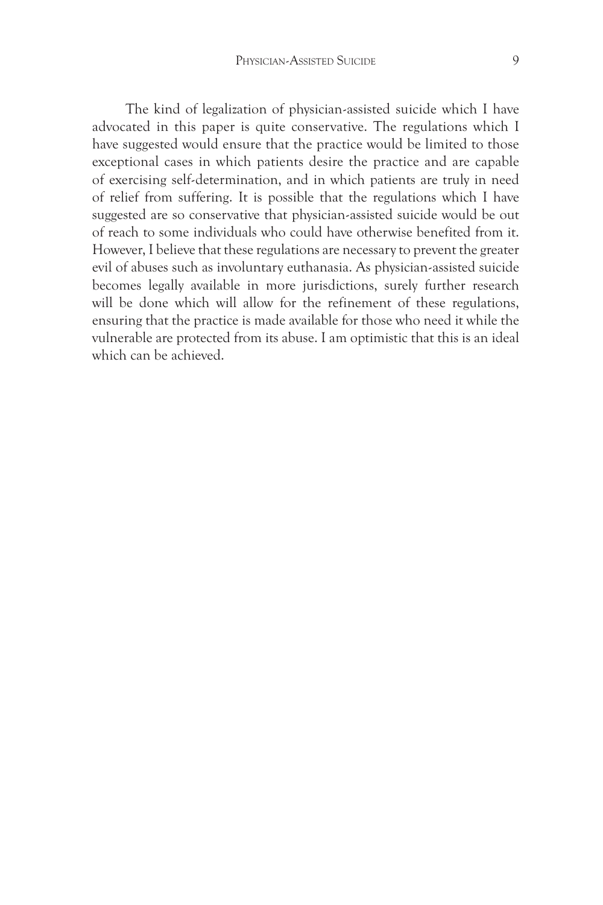The kind of legalization of physician-assisted suicide which I have advocated in this paper is quite conservative. The regulations which I have suggested would ensure that the practice would be limited to those exceptional cases in which patients desire the practice and are capable of exercising self-determination, and in which patients are truly in need of relief from suffering. It is possible that the regulations which I have suggested are so conservative that physician-assisted suicide would be out of reach to some individuals who could have otherwise benefited from it. However, I believe that these regulations are necessary to prevent the greater evil of abuses such as involuntary euthanasia. As physician-assisted suicide becomes legally available in more jurisdictions, surely further research will be done which will allow for the refinement of these regulations, ensuring that the practice is made available for those who need it while the vulnerable are protected from its abuse. I am optimistic that this is an ideal which can be achieved.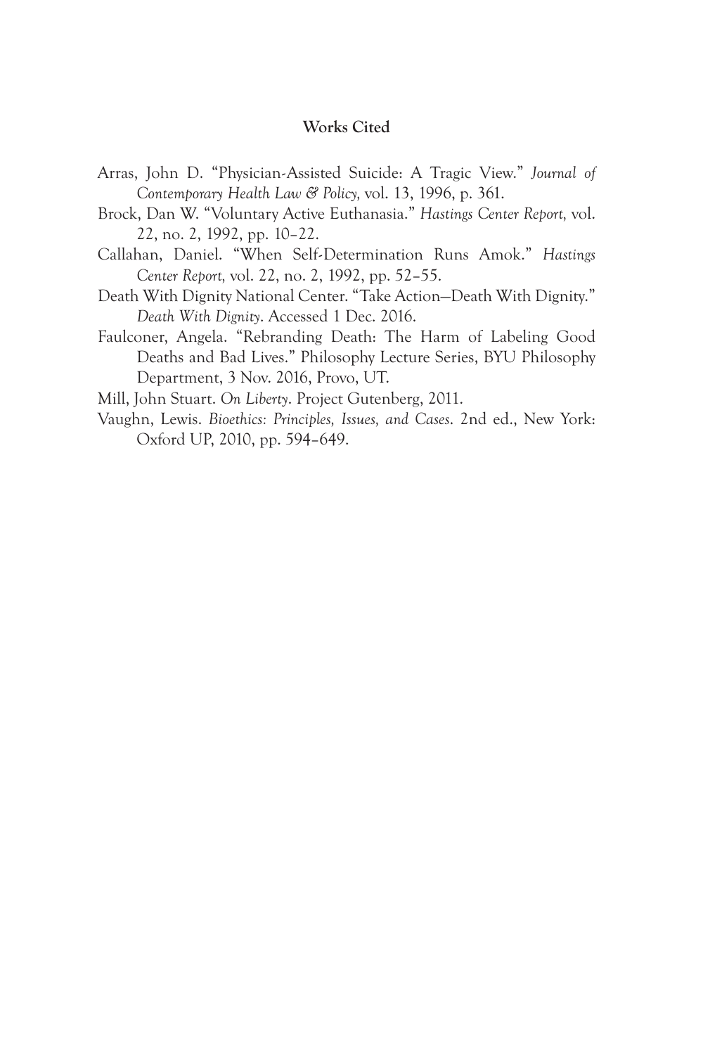## Works Cited

Arras, John D. "Physician-Assisted Suicide: A Tragic View." *Journal of Contemporary Health Law & Policy*, vol. 13, 1996, p. 361.

Brock, Dan W. "Voluntary Active Euthanasia." *Hastings Center Report*, vol. 22, no. 2, 1992, pp. 10–22.

Callahan, Daniel. "When Self-Determination Runs Amok." *Hastings Center Report*, vol. 22, no. 2, 1992, pp. 52–55.

Death With Dignity National Center. "Take Action—Death With Dignity." *Death With Dignity*. Accessed 1 Dec. 2016.

Faulconer, Angela. "Rebranding Death: The Harm of Labeling Good Deaths and Bad Lives." Philosophy Lecture Series, BYU Philosophy Department, 3 Nov. 2016, Provo, UT.

Mill, John Stuart. *On Liberty*. Project Gutenberg, 2011.

Vaughn, Lewis. *Bioethics: Principles, Issues, and Cases*. 2nd ed., New York: Oxford UP, 2010, pp. 594–649.